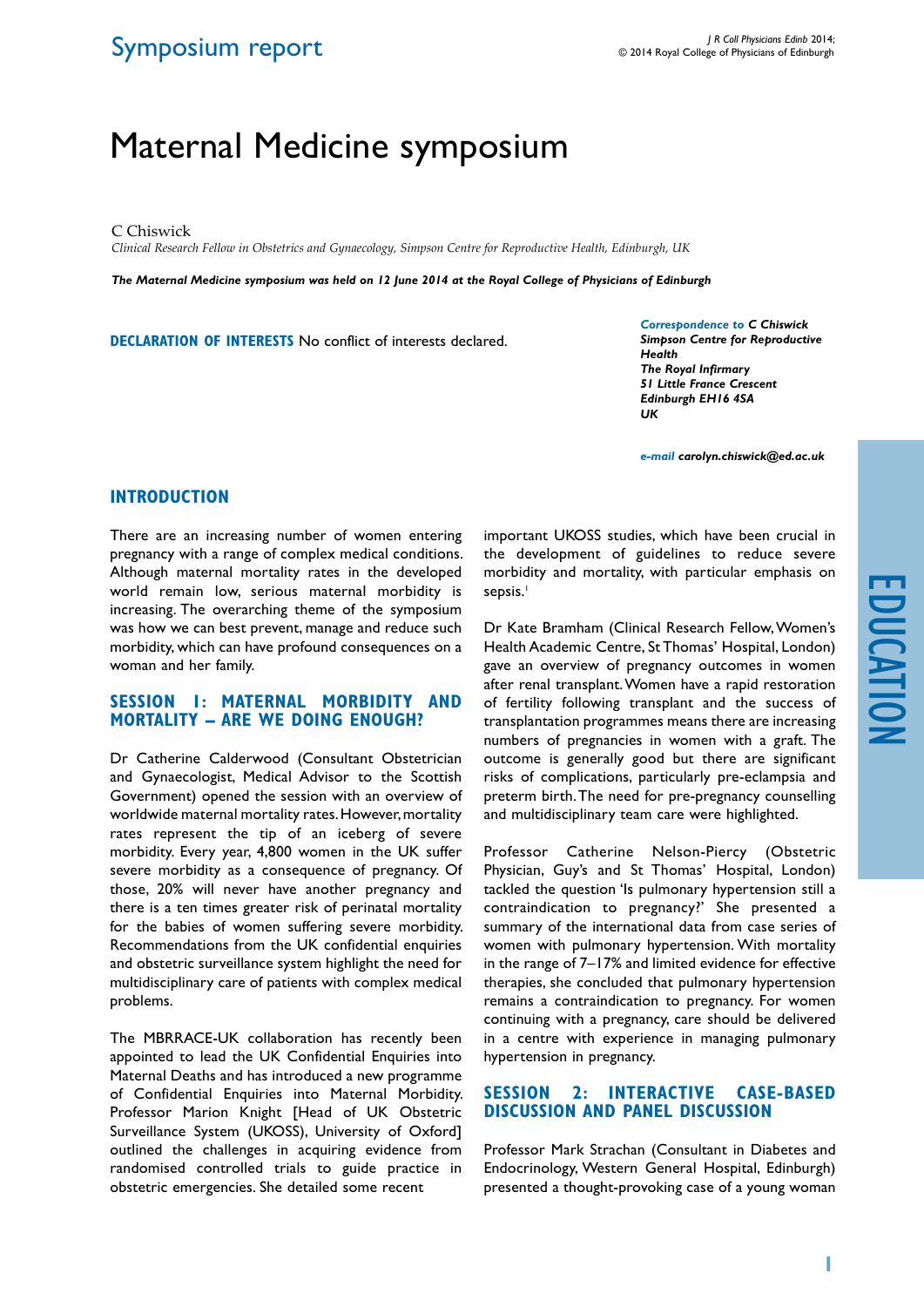Symposium report

# Maternal Medicine symposium

C Chiswick

*Clinical Research Fellow in Obstetrics and Gynaecology, Simpson Centre for Reproductive Health, Edinburgh, UK*

***The Maternal Medicine symposium was held on 12 June 2014 at the Royal College of Physicians of Edinburgh***

**DECLARATION OF INTERESTS** No conflict of interests declared.

***Correspondence to** C Chiswick*
*Simpson Centre for Reproductive Health*
*The Royal Infirmary*
*51 Little France Crescent*
*Edinburgh EH16 4SA*
*UK*

***e-mail** carolyn.chiswick@ed.ac.uk*

## INTRODUCTION

There are an increasing number of women entering pregnancy with a range of complex medical conditions. Although maternal mortality rates in the developed world remain low, serious maternal morbidity is increasing. The overarching theme of the symposium was how we can best prevent, manage and reduce such morbidity, which can have profound consequences on a woman and her family.

## SESSION 1: MATERNAL MORBIDITY AND MORTALITY – ARE WE DOING ENOUGH?

Dr Catherine Calderwood (Consultant Obstetrician and Gynaecologist, Medical Advisor to the Scottish Government) opened the session with an overview of worldwide maternal mortality rates. However, mortality rates represent the tip of an iceberg of severe morbidity. Every year, 4,800 women in the UK suffer severe morbidity as a consequence of pregnancy. Of those, 20% will never have another pregnancy and there is a ten times greater risk of perinatal mortality for the babies of women suffering severe morbidity. Recommendations from the UK confidential enquiries and obstetric surveillance system highlight the need for multidisciplinary care of patients with complex medical problems.

The MBRRACE-UK collaboration has recently been appointed to lead the UK Confidential Enquiries into Maternal Deaths and has introduced a new programme of Confidential Enquiries into Maternal Morbidity. Professor Marion Knight [Head of UK Obstetric Surveillance System (UKOSS), University of Oxford] outlined the challenges in acquiring evidence from randomised controlled trials to guide practice in obstetric emergencies. She detailed some recent important UKOSS studies, which have been crucial in the development of guidelines to reduce severe morbidity and mortality, with particular emphasis on sepsis.[1]

Dr Kate Bramham (Clinical Research Fellow, Women's Health Academic Centre, St Thomas' Hospital, London) gave an overview of pregnancy outcomes in women after renal transplant. Women have a rapid restoration of fertility following transplant and the success of transplantation programmes means there are increasing numbers of pregnancies in women with a graft. The outcome is generally good but there are significant risks of complications, particularly pre-eclampsia and preterm birth. The need for pre-pregnancy counselling and multidisciplinary team care were highlighted.

Professor Catherine Nelson-Piercy (Obstetric Physician, Guy's and St Thomas' Hospital, London) tackled the question 'Is pulmonary hypertension still a contraindication to pregnancy?' She presented a summary of the international data from case series of women with pulmonary hypertension. With mortality in the range of 7–17% and limited evidence for effective therapies, she concluded that pulmonary hypertension remains a contraindication to pregnancy. For women continuing with a pregnancy, care should be delivered in a centre with experience in managing pulmonary hypertension in pregnancy.

## SESSION 2: INTERACTIVE CASE-BASED DISCUSSION AND PANEL DISCUSSION

Professor Mark Strachan (Consultant in Diabetes and Endocrinology, Western General Hospital, Edinburgh) presented a thought-provoking case of a young woman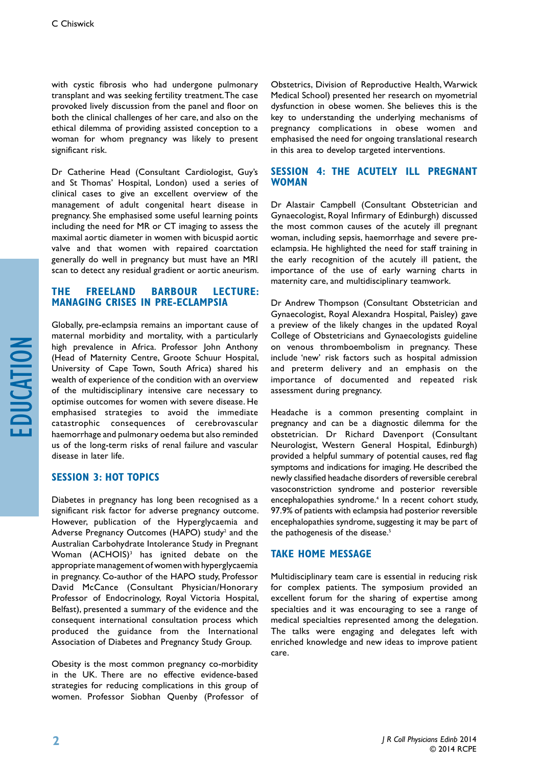with cystic fibrosis who had undergone pulmonary transplant and was seeking fertility treatment. The case provoked lively discussion from the panel and floor on both the clinical challenges of her care, and also on the ethical dilemma of providing assisted conception to a woman for whom pregnancy was likely to present significant risk.

Dr Catherine Head (Consultant Cardiologist, Guy's and St Thomas' Hospital, London) used a series of clinical cases to give an excellent overview of the management of adult congenital heart disease in pregnancy. She emphasised some useful learning points including the need for MR or CT imaging to assess the maximal aortic diameter in women with bicuspid aortic valve and that women with repaired coarctation generally do well in pregnancy but must have an MRI scan to detect any residual gradient or aortic aneurism.

## THE FREELAND BARBOUR LECTURE: MANAGING CRISES IN PRE-ECLAMPSIA

Globally, pre-eclampsia remains an important cause of maternal morbidity and mortality, with a particularly high prevalence in Africa. Professor John Anthony (Head of Maternity Centre, Groote Schuur Hospital, University of Cape Town, South Africa) shared his wealth of experience of the condition with an overview of the multidisciplinary intensive care necessary to optimise outcomes for women with severe disease. He emphasised strategies to avoid the immediate catastrophic consequences of cerebrovascular haemorrhage and pulmonary oedema but also reminded us of the long-term risks of renal failure and vascular disease in later life.

## SESSION 3: HOT TOPICS

Diabetes in pregnancy has long been recognised as a significant risk factor for adverse pregnancy outcome. However, publication of the Hyperglycaemia and Adverse Pregnancy Outcomes (HAPO) study[2] and the Australian Carbohydrate Intolerance Study in Pregnant Woman (ACHOIS)[3] has ignited debate on the appropriate management of women with hyperglycaemia in pregnancy. Co-author of the HAPO study, Professor David McCance (Consultant Physician/Honorary Professor of Endocrinology, Royal Victoria Hospital, Belfast), presented a summary of the evidence and the consequent international consultation process which produced the guidance from the International Association of Diabetes and Pregnancy Study Group.

Obesity is the most common pregnancy co-morbidity in the UK. There are no effective evidence-based strategies for reducing complications in this group of women. Professor Siobhan Quenby (Professor of Obstetrics, Division of Reproductive Health, Warwick Medical School) presented her research on myometrial dysfunction in obese women. She believes this is the key to understanding the underlying mechanisms of pregnancy complications in obese women and emphasised the need for ongoing translational research in this area to develop targeted interventions.

## SESSION 4: THE ACUTELY ILL PREGNANT WOMAN

Dr Alastair Campbell (Consultant Obstetrician and Gynaecologist, Royal Infirmary of Edinburgh) discussed the most common causes of the acutely ill pregnant woman, including sepsis, haemorrhage and severe pre-eclampsia. He highlighted the need for staff training in the early recognition of the acutely ill patient, the importance of the use of early warning charts in maternity care, and multidisciplinary teamwork.

Dr Andrew Thompson (Consultant Obstetrician and Gynaecologist, Royal Alexandra Hospital, Paisley) gave a preview of the likely changes in the updated Royal College of Obstetricians and Gynaecologists guideline on venous thromboembolism in pregnancy. These include 'new' risk factors such as hospital admission and preterm delivery and an emphasis on the importance of documented and repeated risk assessment during pregnancy.

Headache is a common presenting complaint in pregnancy and can be a diagnostic dilemma for the obstetrician. Dr Richard Davenport (Consultant Neurologist, Western General Hospital, Edinburgh) provided a helpful summary of potential causes, red flag symptoms and indications for imaging. He described the newly classified headache disorders of reversible cerebral vasoconstriction syndrome and posterior reversible encephalopathies syndrome.[4] In a recent cohort study, 97.9% of patients with eclampsia had posterior reversible encephalopathies syndrome, suggesting it may be part of the pathogenesis of the disease.[5]

## TAKE HOME MESSAGE

Multidisciplinary team care is essential in reducing risk for complex patients. The symposium provided an excellent forum for the sharing of expertise among specialties and it was encouraging to see a range of medical specialties represented among the delegation. The talks were engaging and delegates left with enriched knowledge and new ideas to improve patient care.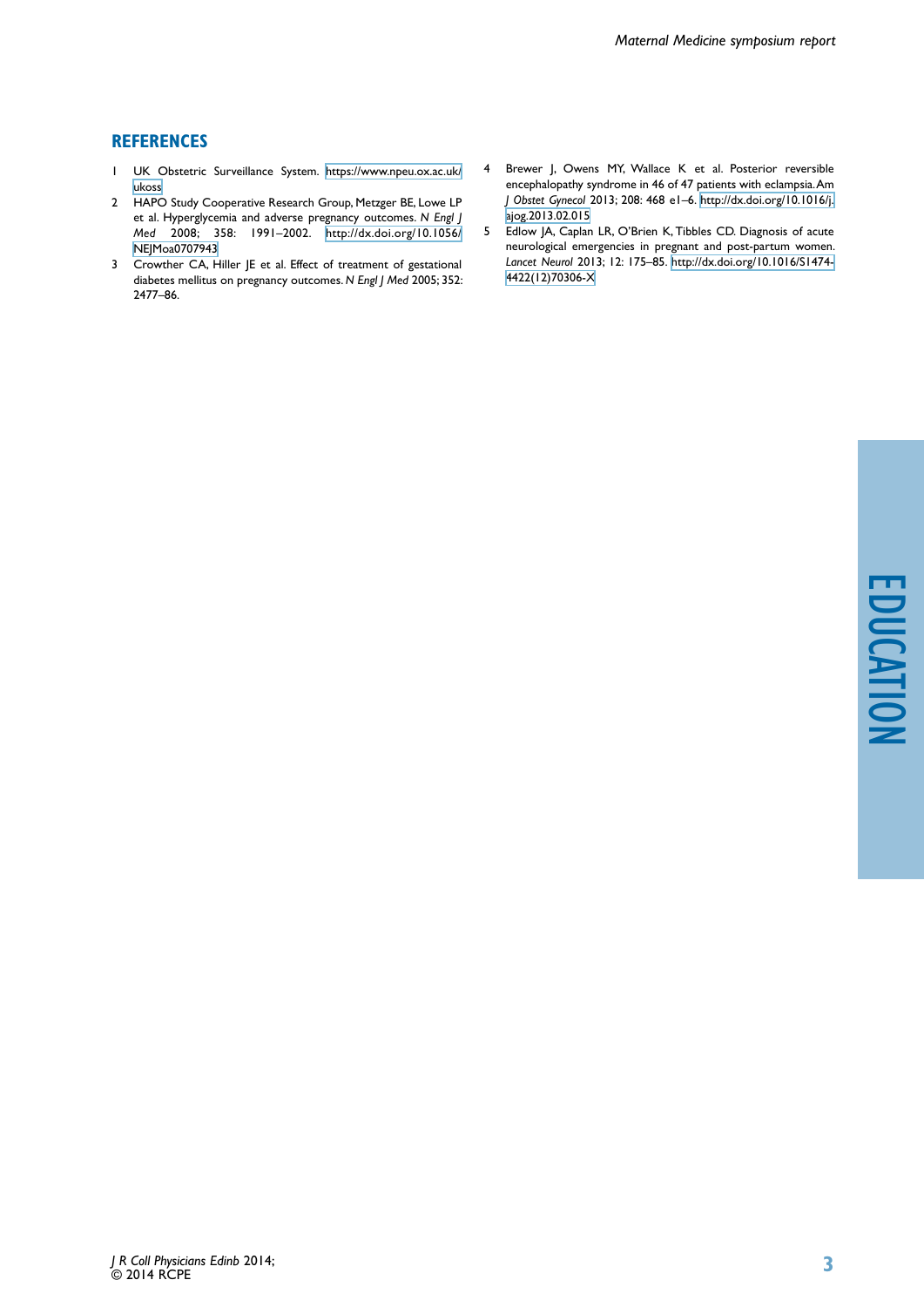## REFERENCES

1. UK Obstetric Surveillance System. https://www.npeu.ox.ac.uk/ukoss
2. HAPO Study Cooperative Research Group, Metzger BE, Lowe LP et al. Hyperglycemia and adverse pregnancy outcomes. *N Engl J Med* 2008; 358: 1991–2002. http://dx.doi.org/10.1056/NEJMoa0707943
3. Crowther CA, Hiller JE et al. Effect of treatment of gestational diabetes mellitus on pregnancy outcomes. *N Engl J Med* 2005; 352: 2477–86.
4. Brewer J, Owens MY, Wallace K et al. Posterior reversible encephalopathy syndrome in 46 of 47 patients with eclampsia. *Am J Obstet Gynecol* 2013; 208: 468 e1–6. http://dx.doi.org/10.1016/j.ajog.2013.02.015
5. Edlow JA, Caplan LR, O'Brien K, Tibbles CD. Diagnosis of acute neurological emergencies in pregnant and post-partum women. *Lancet Neurol* 2013; 12: 175–85. http://dx.doi.org/10.1016/S1474-4422(12)70306-X